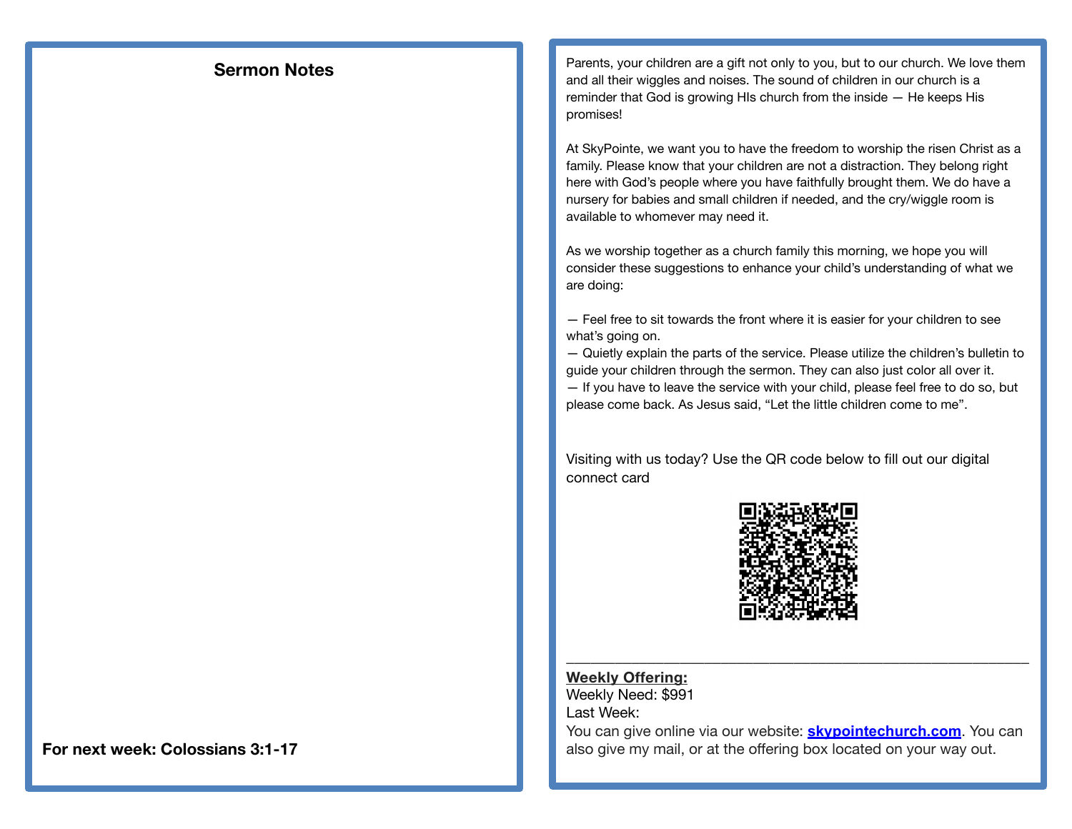## Sermon Notes

**For next week: Colossians 3:1-17**

Parents, your children are a gift not only to you, but to our church. We love them and all their wiggles and noises. The sound of children in our church is a reminder that God is growing HIs church from the inside — He keeps His promises!

At SkyPointe, we want you to have the freedom to worship the risen Christ as a family. Please know that your children are not a distraction. They belong right here with God's people where you have faithfully brought them. We do have a nursery for babies and small children if needed, and the cry/wiggle room is available to whomever may need it.

As we worship together as a church family this morning, we hope you will consider these suggestions to enhance your child's understanding of what we are doing:

— Feel free to sit towards the front where it is easier for your children to see what's going on.
— Quietly explain the parts of the service. Please utilize the children's bulletin to guide your children through the sermon. They can also just color all over it.
— If you have to leave the service with your child, please feel free to do so, but please come back. As Jesus said, "Let the little children come to me".

Visiting with us today? Use the QR code below to fill out our digital connect card

---

**Weekly Offering:**
Weekly Need: $991
Last Week:
You can give online via our website: **skypointechurch.com**. You can also give my mail, or at the offering box located on your way out.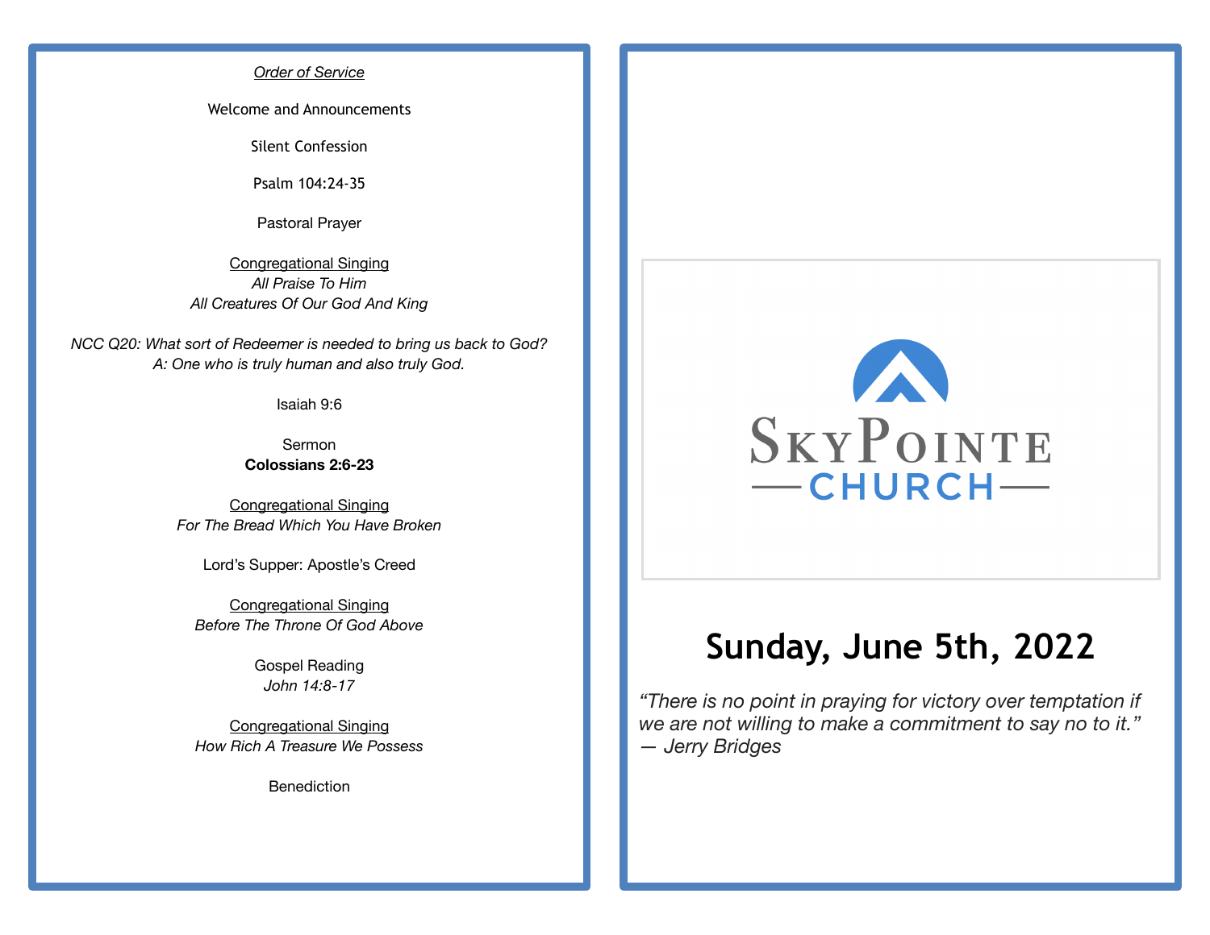*Order of Service*

Welcome and Announcements

Silent Confession

Psalm 104:24-35

Pastoral Prayer

Congregational Singing
*All Praise To Him*
*All Creatures Of Our God And King*

*NCC Q20: What sort of Redeemer is needed to bring us back to God?*
*A: One who is truly human and also truly God.*

Isaiah 9:6

Sermon
**Colossians 2:6-23**

Congregational Singing
*For The Bread Which You Have Broken*

Lord's Supper: Apostle's Creed

Congregational Singing
*Before The Throne Of God Above*

Gospel Reading
*John 14:8-17*

Congregational Singing
*How Rich A Treasure We Possess*

Benediction

SkyPointe
CHURCH

# Sunday, June 5th, 2022

*"There is no point in praying for victory over temptation if we are not willing to make a commitment to say no to it." — Jerry Bridges*